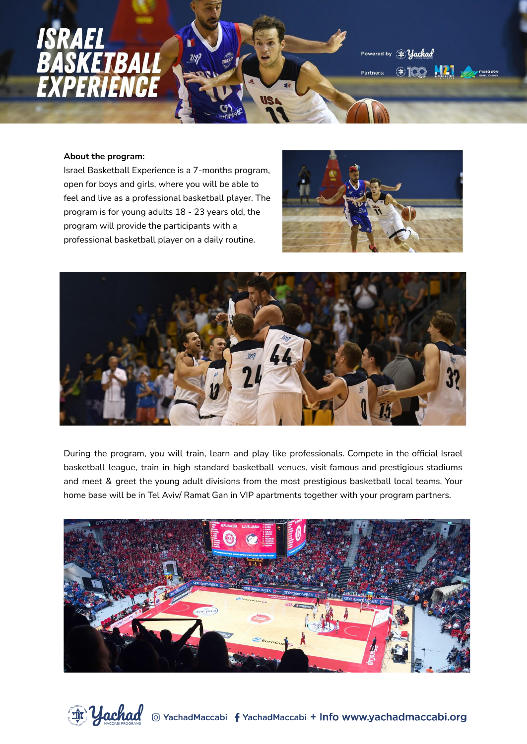# ISRAEL BASKETBALL EXPERIENCE

Powered by Yachad

Partners:

**About the program:**

Israel Basketball Experience is a 7-months program, open for boys and girls, where you will be able to feel and live as a professional basketball player. The program is for young adults 18 - 23 years old, the program will provide the participants with a professional basketball player on a daily routine.

During the program, you will train, learn and play like professionals. Compete in the official Israel basketball league, train in high standard basketball venues, visit famous and prestigious stadiums and meet & greet the young adult divisions from the most prestigious basketball local teams. Your home base will be in Tel Aviv/ Ramat Gan in VIP apartments together with your program partners.

Yachad MACCABI PROGRAMS YachadMaccabi YachadMaccabi + Info www.yachadmaccabi.org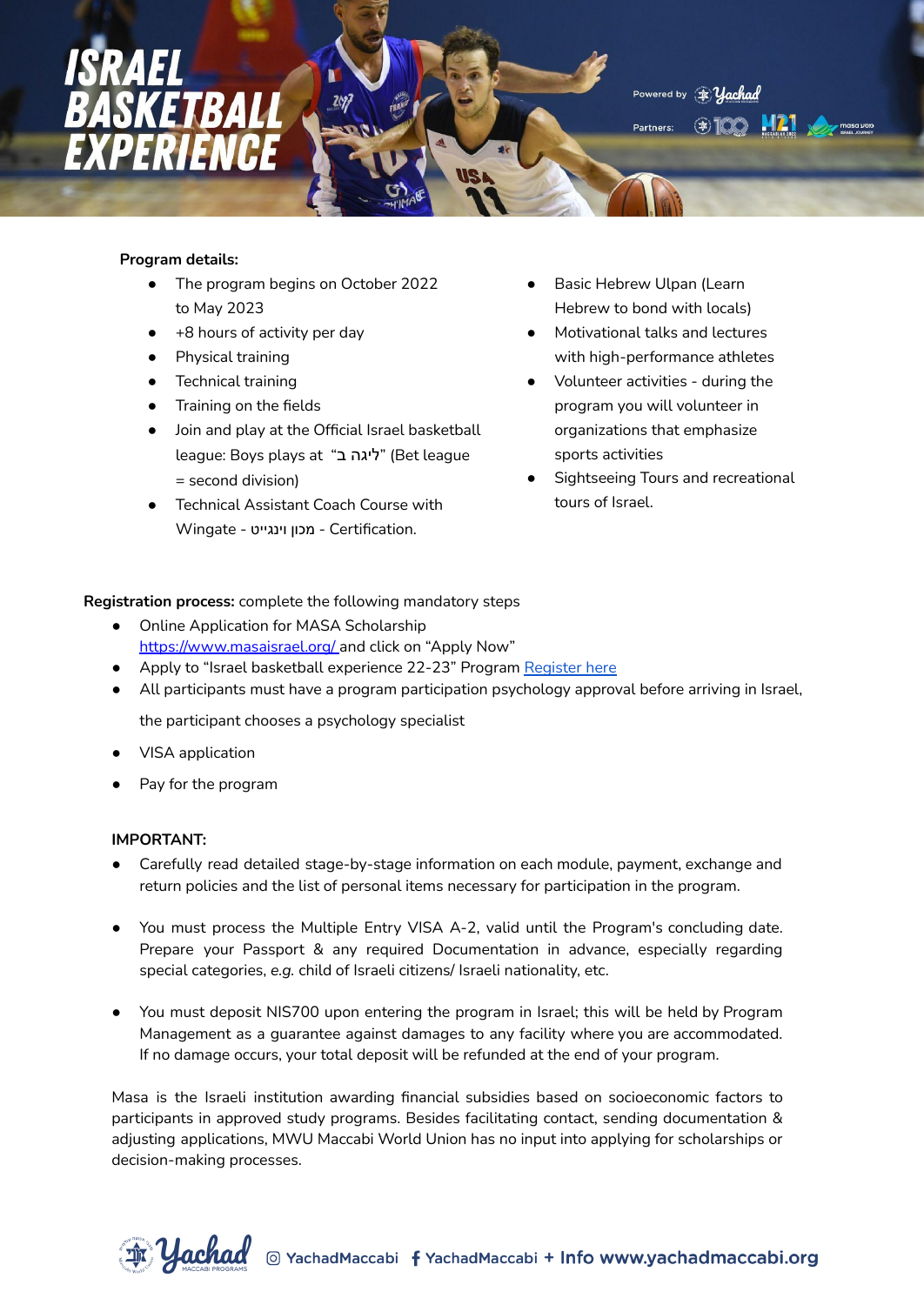# ISRAEL BASKETBALL EXPERIENCE

Powered by Yachad

Partners:

**Program details:**

- The program begins on October 2022 to May 2023
- +8 hours of activity per day
- Physical training
- Technical training
- Training on the fields
- Join and play at the Official Israel basketball league: Boys plays at "ליגה ב" (Bet league = second division)
- Technical Assistant Coach Course with Wingate - מכון וינגייט - Certification.
- Basic Hebrew Ulpan (Learn Hebrew to bond with locals)
- Motivational talks and lectures with high-performance athletes
- Volunteer activities - during the program you will volunteer in organizations that emphasize sports activities
- Sightseeing Tours and recreational tours of Israel.

**Registration process:** complete the following mandatory steps

- Online Application for MASA Scholarship https://www.masaisrael.org/ and click on "Apply Now"
- Apply to "Israel basketball experience 22-23" Program Register here
- All participants must have a program participation psychology approval before arriving in Israel, the participant chooses a psychology specialist
- VISA application
- Pay for the program

**IMPORTANT:**

- Carefully read detailed stage-by-stage information on each module, payment, exchange and return policies and the list of personal items necessary for participation in the program.
- You must process the Multiple Entry VISA A-2, valid until the Program's concluding date. Prepare your Passport & any required Documentation in advance, especially regarding special categories, *e.g.* child of Israeli citizens/ Israeli nationality, etc.
- You must deposit NIS700 upon entering the program in Israel; this will be held by Program Management as a guarantee against damages to any facility where you are accommodated. If no damage occurs, your total deposit will be refunded at the end of your program.

Masa is the Israeli institution awarding financial subsidies based on socioeconomic factors to participants in approved study programs. Besides facilitating contact, sending documentation & adjusting applications, MWU Maccabi World Union has no input into applying for scholarships or decision-making processes.

Yachad MACCABI PROGRAMS — YachadMaccabi | YachadMaccabi + Info www.yachadmaccabi.org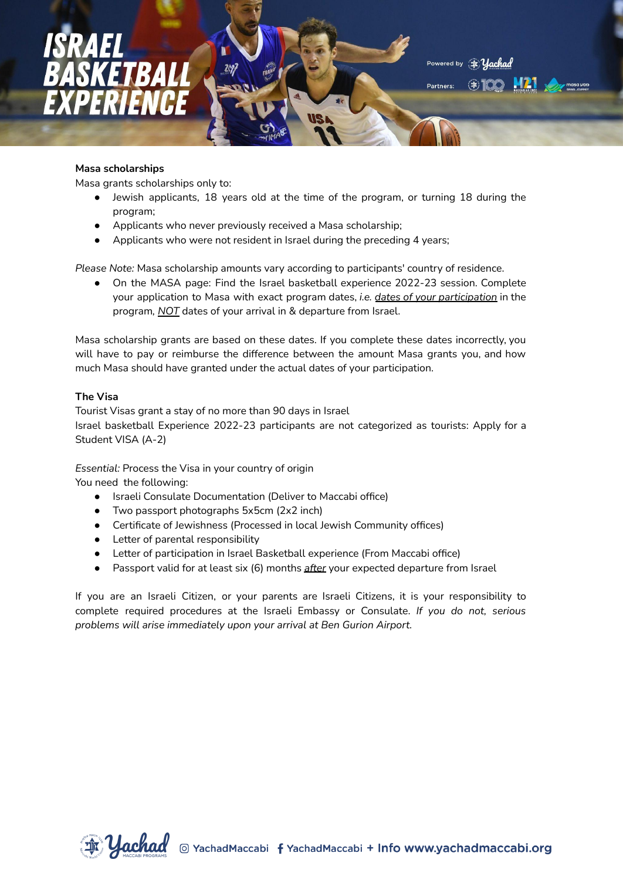**Masa scholarships**

Masa grants scholarships only to:

- Jewish applicants, 18 years old at the time of the program, or turning 18 during the program;
- Applicants who never previously received a Masa scholarship;
- Applicants who were not resident in Israel during the preceding 4 years;

*Please Note:* Masa scholarship amounts vary according to participants' country of residence.

- On the MASA page: Find the Israel basketball experience 2022-23 session. Complete your application to Masa with exact program dates, *i.e.* *dates of your participation* in the program, *NOT* dates of your arrival in & departure from Israel.

Masa scholarship grants are based on these dates. If you complete these dates incorrectly, you will have to pay or reimburse the difference between the amount Masa grants you, and how much Masa should have granted under the actual dates of your participation.

**The Visa**

Tourist Visas grant a stay of no more than 90 days in Israel

Israel basketball Experience 2022-23 participants are not categorized as tourists: Apply for a Student VISA (A-2)

*Essential:* Process the Visa in your country of origin

You need the following:

- Israeli Consulate Documentation (Deliver to Maccabi office)
- Two passport photographs 5x5cm (2x2 inch)
- Certificate of Jewishness (Processed in local Jewish Community offices)
- Letter of parental responsibility
- Letter of participation in Israel Basketball experience (From Maccabi office)
- Passport valid for at least six (6) months *after* your expected departure from Israel

If you are an Israeli Citizen, or your parents are Israeli Citizens, it is your responsibility to complete required procedures at the Israeli Embassy or Consulate. *If you do not, serious problems will arise immediately upon your arrival at Ben Gurion Airport.*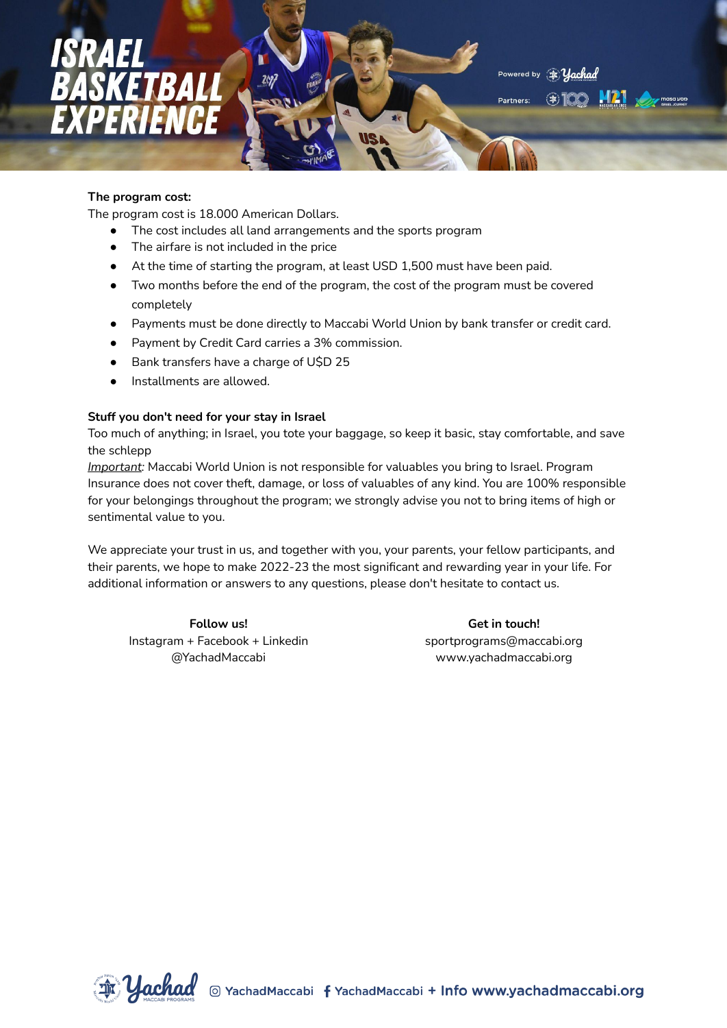# ISRAEL BASKETBALL EXPERIENCE

Powered by Yachad

Partners:

**The program cost:**

The program cost is 18.000 American Dollars.

- The cost includes all land arrangements and the sports program
- The airfare is not included in the price
- At the time of starting the program, at least USD 1,500 must have been paid.
- Two months before the end of the program, the cost of the program must be covered completely
- Payments must be done directly to Maccabi World Union by bank transfer or credit card.
- Payment by Credit Card carries a 3% commission.
- Bank transfers have a charge of U$D 25
- Installments are allowed.

**Stuff you don't need for your stay in Israel**

Too much of anything; in Israel, you tote your baggage, so keep it basic, stay comfortable, and save the schlepp

*Important:* Maccabi World Union is not responsible for valuables you bring to Israel. Program Insurance does not cover theft, damage, or loss of valuables of any kind. You are 100% responsible for your belongings throughout the program; we strongly advise you not to bring items of high or sentimental value to you.

We appreciate your trust in us, and together with you, your parents, your fellow participants, and their parents, we hope to make 2022-23 the most significant and rewarding year in your life. For additional information or answers to any questions, please don't hesitate to contact us.

**Follow us!**
Instagram + Facebook + Linkedin
@YachadMaccabi

**Get in touch!**
sportprograms@maccabi.org
www.yachadmaccabi.org